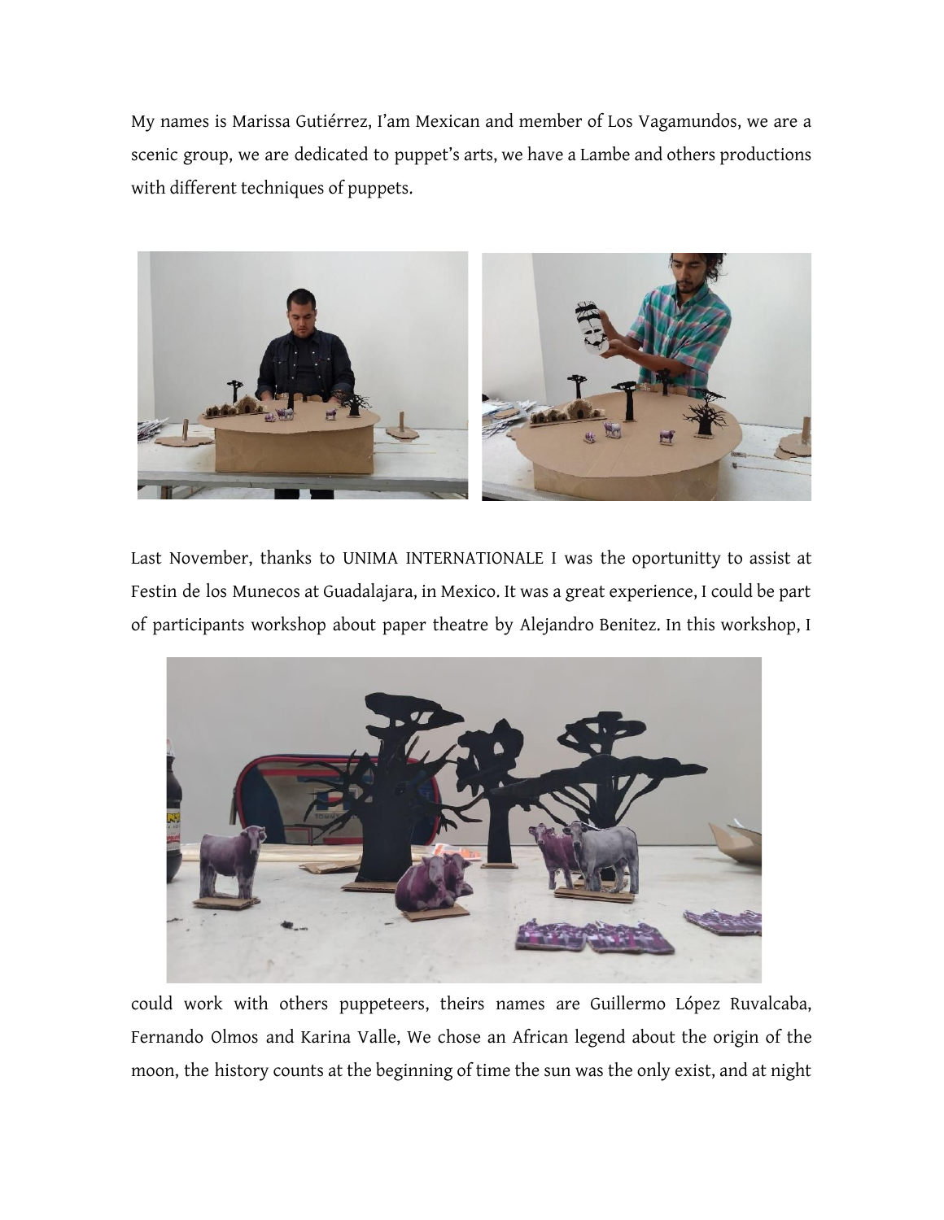My names is Marissa Gutiérrez, I'am Mexican and member of Los Vagamundos, we are a scenic group, we are dedicated to puppet's arts, we have a Lambe and others productions with different techniques of puppets.

Last November, thanks to UNIMA INTERNATIONALE I was the oportunitty to assist at Festin de los Munecos at Guadalajara, in Mexico. It was a great experience, I could be part of participants workshop about paper theatre by Alejandro Benitez. In this workshop, I could work with others puppeteers, theirs names are Guillermo López Ruvalcaba, Fernando Olmos and Karina Valle, We chose an African legend about the origin of the moon, the history counts at the beginning of time the sun was the only exist, and at night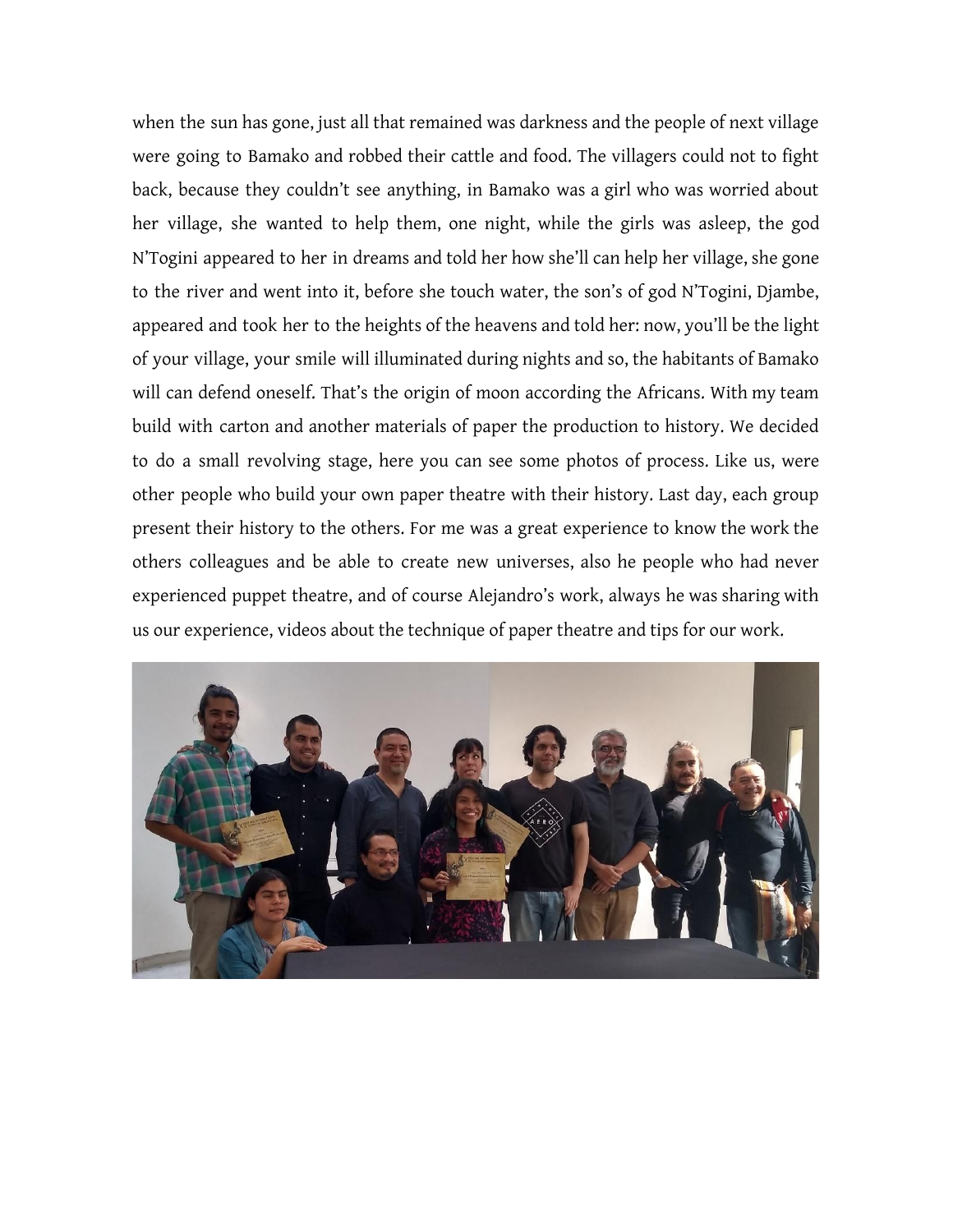when the sun has gone, just all that remained was darkness and the people of next village were going to Bamako and robbed their cattle and food. The villagers could not to fight back, because they couldn't see anything, in Bamako was a girl who was worried about her village, she wanted to help them, one night, while the girls was asleep, the god N'Togini appeared to her in dreams and told her how she'll can help her village, she gone to the river and went into it, before she touch water, the son's of god N'Togini, Djambe, appeared and took her to the heights of the heavens and told her: now, you'll be the light of your village, your smile will illuminated during nights and so, the habitants of Bamako will can defend oneself. That's the origin of moon according the Africans. With my team build with carton and another materials of paper the production to history. We decided to do a small revolving stage, here you can see some photos of process. Like us, were other people who build your own paper theatre with their history. Last day, each group present their history to the others. For me was a great experience to know the work the others colleagues and be able to create new universes, also he people who had never experienced puppet theatre, and of course Alejandro's work, always he was sharing with us our experience, videos about the technique of paper theatre and tips for our work.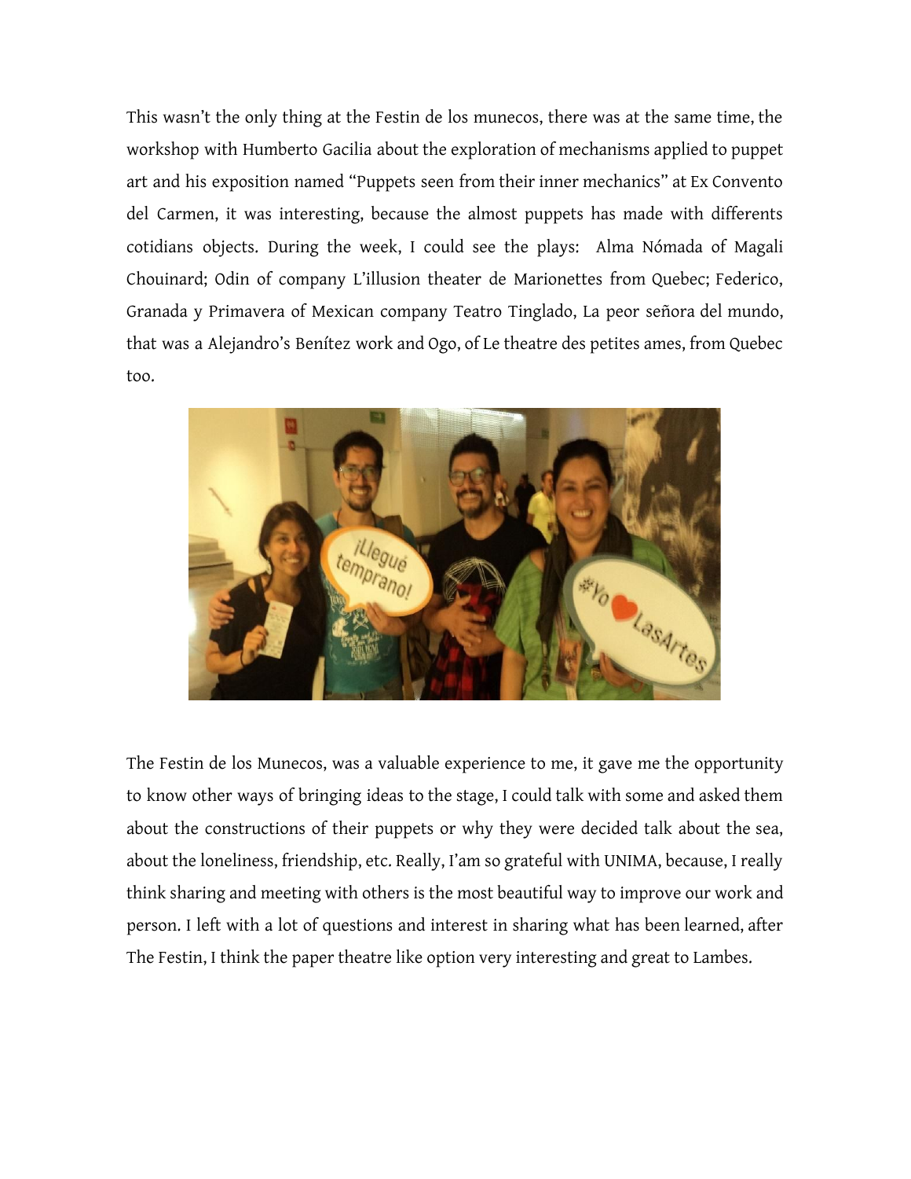This wasn't the only thing at the Festin de los munecos, there was at the same time, the workshop with Humberto Gacilia about the exploration of mechanisms applied to puppet art and his exposition named "Puppets seen from their inner mechanics" at Ex Convento del Carmen, it was interesting, because the almost puppets has made with differents cotidians objects. During the week, I could see the plays: Alma Nómada of Magali Chouinard; Odin of company L'illusion theater de Marionettes from Quebec; Federico, Granada y Primavera of Mexican company Teatro Tinglado, La peor señora del mundo, that was a Alejandro's Benítez work and Ogo, of Le theatre des petites ames, from Quebec too.

The Festin de los Munecos, was a valuable experience to me, it gave me the opportunity to know other ways of bringing ideas to the stage, I could talk with some and asked them about the constructions of their puppets or why they were decided talk about the sea, about the loneliness, friendship, etc. Really, I'am so grateful with UNIMA, because, I really think sharing and meeting with others is the most beautiful way to improve our work and person. I left with a lot of questions and interest in sharing what has been learned, after The Festin, I think the paper theatre like option very interesting and great to Lambes.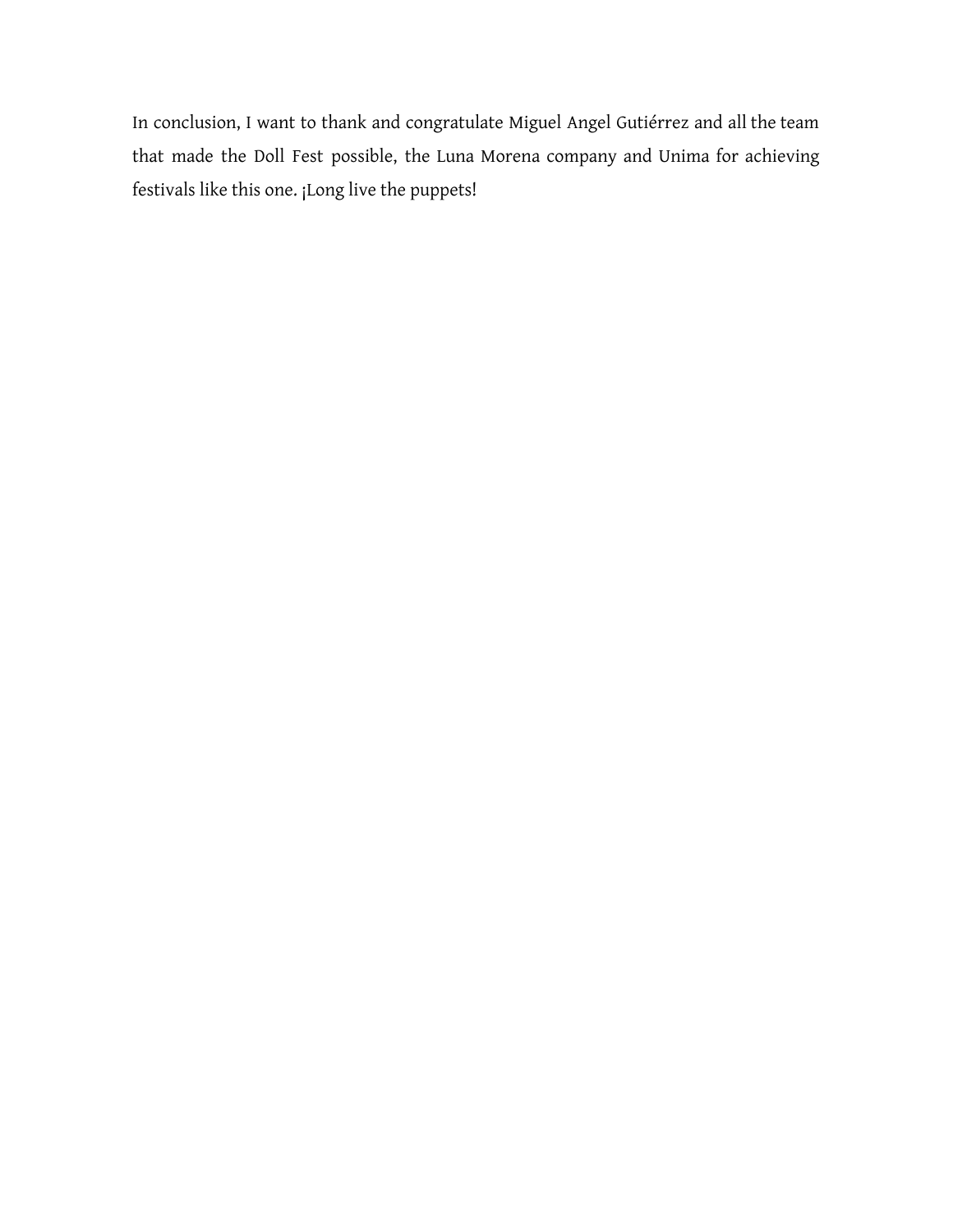In conclusion, I want to thank and congratulate Miguel Angel Gutiérrez and all the team that made the Doll Fest possible, the Luna Morena company and Unima for achieving festivals like this one. ¡Long live the puppets!